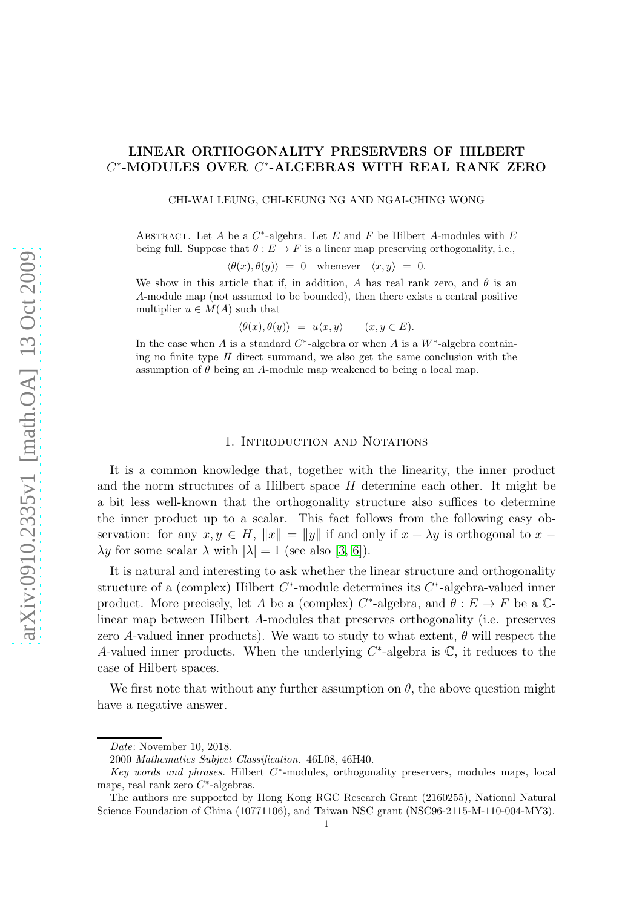# LINEAR ORTHOGONALITY PRESERVERS OF HILBERT $C^*$-MODULES OVER $C^*$-ALGEBRAS WITH REAL RANK ZERO

CHI-WAI LEUNG, CHI-KEUNG NG AND NGAI-CHING WONG

Abstract. Let $A$ be a $C^*$-algebra. Let $E$ and $F$ be Hilbert $A$-modules with $E$ being full. Suppose that $\theta : E \to F$ is a linear map preserving orthogonality, i.e.,

$$\langle \theta(x), \theta(y) \rangle \ = \ 0 \quad \text{whenever} \quad \langle x, y \rangle \ = \ 0.$$

We show in this article that if, in addition, $A$ has real rank zero, and $\theta$ is an $A$-module map (not assumed to be bounded), then there exists a central positive multiplier $u \in M(A)$ such that

$$\langle \theta(x), \theta(y) \rangle \ = \ u\langle x, y \rangle \qquad (x, y \in E).$$

In the case when $A$ is a standard $C^*$-algebra or when $A$ is a $W^*$-algebra containing no finite type *II* direct summand, we also get the same conclusion with the assumption of $\theta$ being an $A$-module map weakened to being a local map.

## 1. Introduction and Notations

It is a common knowledge that, together with the linearity, the inner product and the norm structures of a Hilbert space $H$ determine each other. It might be a bit less well-known that the orthogonality structure also suffices to determine the inner product up to a scalar. This fact follows from the following easy observation: for any $x, y \in H$, $\|x\| = \|y\|$ if and only if $x + \lambda y$ is orthogonal to $x - \lambda y$ for some scalar $\lambda$ with $|\lambda| = 1$ (see also [3, 6]).

It is natural and interesting to ask whether the linear structure and orthogonality structure of a (complex) Hilbert $C^*$-module determines its $C^*$-algebra-valued inner product. More precisely, let $A$ be a (complex) $C^*$-algebra, and $\theta : E \to F$ be a $\mathbb{C}$-linear map between Hilbert $A$-modules that preserves orthogonality (i.e. preserves zero $A$-valued inner products). We want to study to what extent, $\theta$ will respect the $A$-valued inner products. When the underlying $C^*$-algebra is $\mathbb{C}$, it reduces to the case of Hilbert spaces.

We first note that without any further assumption on $\theta$, the above question might have a negative answer.

---

*Date*: November 10, 2018.

2000 *Mathematics Subject Classification.* 46L08, 46H40.

*Key words and phrases.* Hilbert $C^*$-modules, orthogonality preservers, modules maps, local maps, real rank zero $C^*$-algebras.

The authors are supported by Hong Kong RGC Research Grant (2160255), National Natural Science Foundation of China (10771106), and Taiwan NSC grant (NSC96-2115-M-110-004-MY3).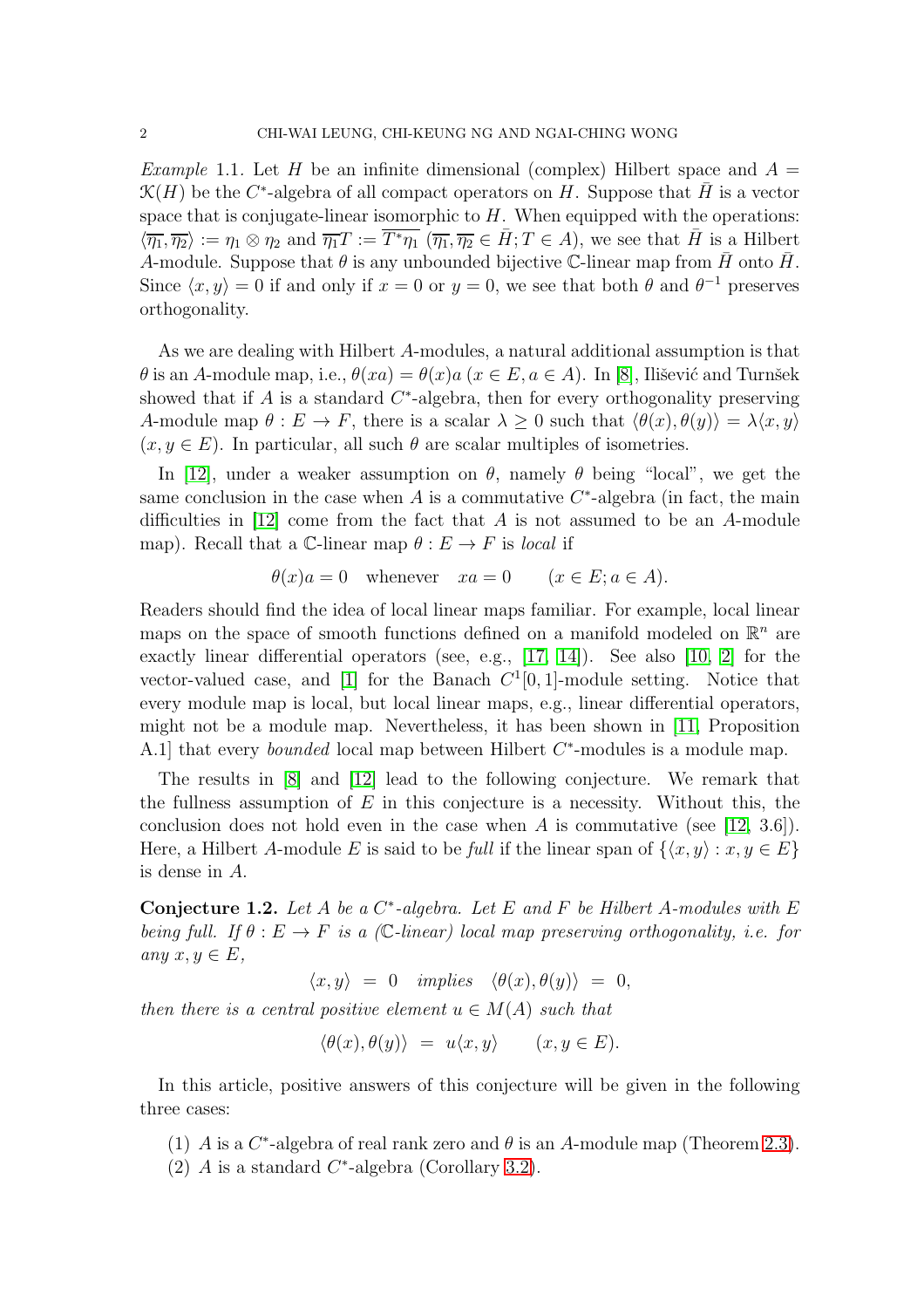*Example* 1.1. Let $H$ be an infinite dimensional (complex) Hilbert space and $A = \mathcal{K}(H)$ be the $C^*$-algebra of all compact operators on $H$. Suppose that $\bar{H}$ is a vector space that is conjugate-linear isomorphic to $H$. When equipped with the operations: $\langle \overline{\eta_1}, \overline{\eta_2} \rangle := \eta_1 \otimes \eta_2$ and $\overline{\eta_1} T := \overline{T^* \eta_1}$ $(\overline{\eta_1}, \overline{\eta_2} \in \bar{H}; T \in A)$, we see that $\bar{H}$ is a Hilbert $A$-module. Suppose that $\theta$ is any unbounded bijective $\mathbb{C}$-linear map from $\bar{H}$ onto $\bar{H}$. Since $\langle x, y \rangle = 0$ if and only if $x = 0$ or $y = 0$, we see that both $\theta$ and $\theta^{-1}$ preserves orthogonality.

As we are dealing with Hilbert $A$-modules, a natural additional assumption is that $\theta$ is an $A$-module map, i.e., $\theta(xa) = \theta(x)a$ $(x \in E, a \in A)$. In [8], Ilišević and Turnšek showed that if $A$ is a standard $C^*$-algebra, then for every orthogonality preserving $A$-module map $\theta : E \to F$, there is a scalar $\lambda \geq 0$ such that $\langle \theta(x), \theta(y) \rangle = \lambda \langle x, y \rangle$ $(x, y \in E)$. In particular, all such $\theta$ are scalar multiples of isometries.

In [12], under a weaker assumption on $\theta$, namely $\theta$ being "local", we get the same conclusion in the case when $A$ is a commutative $C^*$-algebra (in fact, the main difficulties in [12] come from the fact that $A$ is not assumed to be an $A$-module map). Recall that a $\mathbb{C}$-linear map $\theta : E \to F$ is *local* if

$$\theta(x)a = 0 \quad \text{whenever} \quad xa = 0 \qquad (x \in E; a \in A).$$

Readers should find the idea of local linear maps familiar. For example, local linear maps on the space of smooth functions defined on a manifold modeled on $\mathbb{R}^n$ are exactly linear differential operators (see, e.g., [17, 14]). See also [10, 2] for the vector-valued case, and [1] for the Banach $C^1[0,1]$-module setting. Notice that every module map is local, but local linear maps, e.g., linear differential operators, might not be a module map. Nevertheless, it has been shown in [11, Proposition A.1] that every *bounded* local map between Hilbert $C^*$-modules is a module map.

The results in [8] and [12] lead to the following conjecture. We remark that the fullness assumption of $E$ in this conjecture is a necessity. Without this, the conclusion does not hold even in the case when $A$ is commutative (see [12, 3.6]). Here, a Hilbert $A$-module $E$ is said to be *full* if the linear span of $\{\langle x, y \rangle : x, y \in E\}$ is dense in $A$.

**Conjecture 1.2.** *Let $A$ be a $C^*$-algebra. Let $E$ and $F$ be Hilbert $A$-modules with $E$ being full. If $\theta : E \to F$ is a ($\mathbb{C}$-linear) local map preserving orthogonality, i.e. for any $x, y \in E$,*

$$\langle x, y \rangle \ = \ 0 \quad \textit{implies} \quad \langle \theta(x), \theta(y) \rangle \ = \ 0,$$

*then there is a central positive element $u \in M(A)$ such that*

$$\langle \theta(x), \theta(y) \rangle \ = \ u \langle x, y \rangle \qquad (x, y \in E).$$

In this article, positive answers of this conjecture will be given in the following three cases:

1. $A$ is a $C^*$-algebra of real rank zero and $\theta$ is an $A$-module map (Theorem 2.3).
2. $A$ is a standard $C^*$-algebra (Corollary 3.2).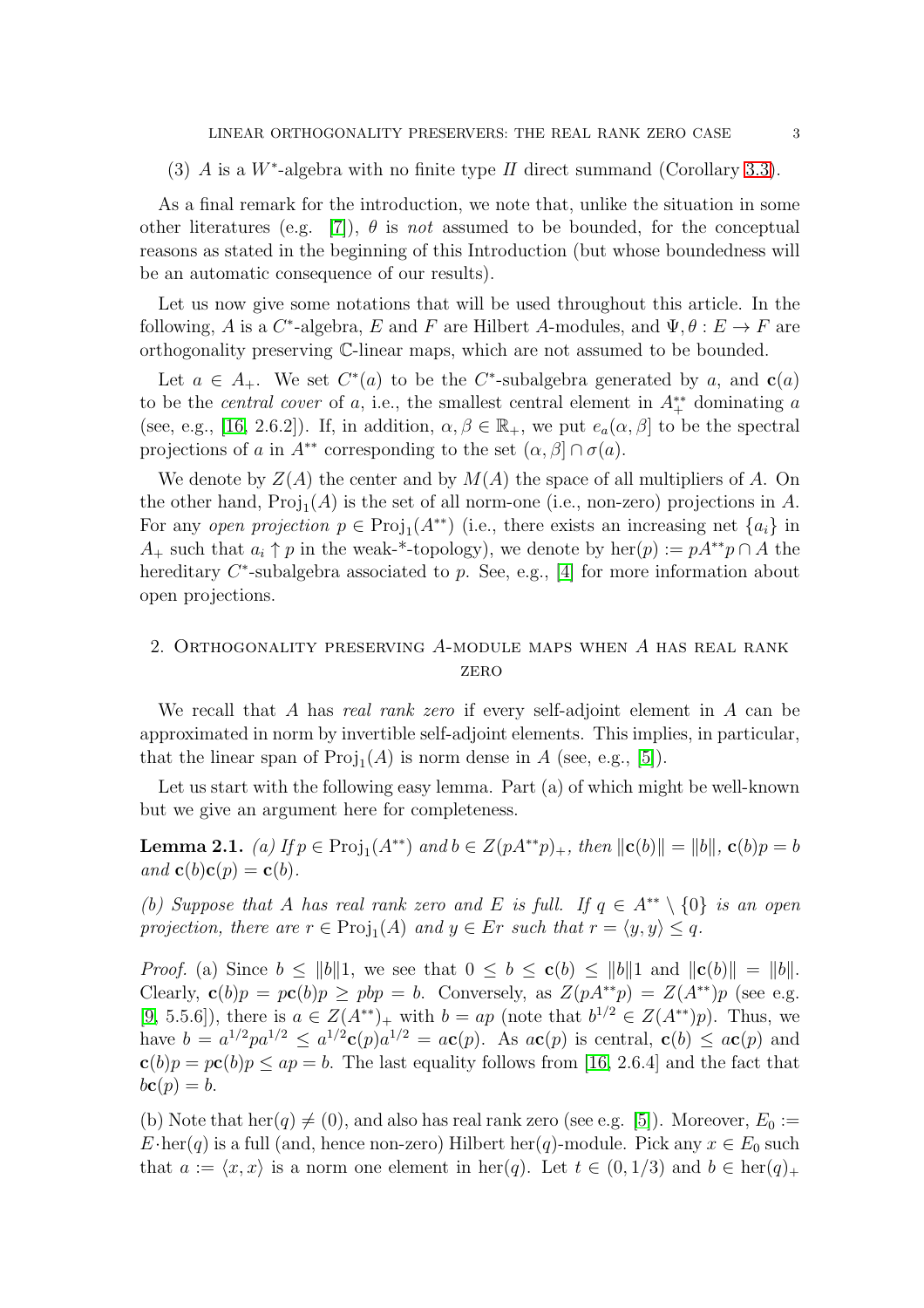(3) $A$ is a $W^*$-algebra with no finite type $II$ direct summand (Corollary 3.3).

As a final remark for the introduction, we note that, unlike the situation in some other literatures (e.g. [7]), $\theta$ is *not* assumed to be bounded, for the conceptual reasons as stated in the beginning of this Introduction (but whose boundedness will be an automatic consequence of our results).

Let us now give some notations that will be used throughout this article. In the following, $A$ is a $C^*$-algebra, $E$ and $F$ are Hilbert $A$-modules, and $\Psi, \theta : E \to F$ are orthogonality preserving $\mathbb{C}$-linear maps, which are not assumed to be bounded.

Let $a \in A_+$. We set $C^*(a)$ to be the $C^*$-subalgebra generated by $a$, and $\mathbf{c}(a)$ to be the *central cover* of $a$, i.e., the smallest central element in $A^{**}_+$ dominating $a$ (see, e.g., [16, 2.6.2]). If, in addition, $\alpha, \beta \in \mathbb{R}_+$, we put $e_a(\alpha, \beta]$ to be the spectral projections of $a$ in $A^{**}$ corresponding to the set $(\alpha, \beta] \cap \sigma(a)$.

We denote by $Z(A)$ the center and by $M(A)$ the space of all multipliers of $A$. On the other hand, $\mathrm{Proj}_1(A)$ is the set of all norm-one (i.e., non-zero) projections in $A$. For any *open projection* $p \in \mathrm{Proj}_1(A^{**})$ (i.e., there exists an increasing net $\{a_i\}$ in $A_+$ such that $a_i \uparrow p$ in the weak-*-topology), we denote by $\mathrm{her}(p) := pA^{**}p \cap A$ the hereditary $C^*$-subalgebra associated to $p$. See, e.g., [4] for more information about open projections.

## 2. Orthogonality preserving $A$-module maps when $A$ has real rank zero

We recall that $A$ has *real rank zero* if every self-adjoint element in $A$ can be approximated in norm by invertible self-adjoint elements. This implies, in particular, that the linear span of $\mathrm{Proj}_1(A)$ is norm dense in $A$ (see, e.g., [5]).

Let us start with the following easy lemma. Part (a) of which might be well-known but we give an argument here for completeness.

**Lemma 2.1.** *(a) If $p \in \mathrm{Proj}_1(A^{**})$ and $b \in Z(pA^{**}p)_+$, then $\|\mathbf{c}(b)\| = \|b\|$, $\mathbf{c}(b)p = b$ and $\mathbf{c}(b)\mathbf{c}(p) = \mathbf{c}(b)$.*

*(b) Suppose that $A$ has real rank zero and $E$ is full. If $q \in A^{**} \setminus \{0\}$ is an open projection, there are $r \in \mathrm{Proj}_1(A)$ and $y \in Er$ such that $r = \langle y, y \rangle \leq q$.*

*Proof.* (a) Since $b \leq \|b\|1$, we see that $0 \leq b \leq \mathbf{c}(b) \leq \|b\|1$ and $\|\mathbf{c}(b)\| = \|b\|$. Clearly, $\mathbf{c}(b)p = p\mathbf{c}(b)p \geq pbp = b$. Conversely, as $Z(pA^{**}p) = Z(A^{**})p$ (see e.g. [9, 5.5.6]), there is $a \in Z(A^{**})_+$ with $b = ap$ (note that $b^{1/2} \in Z(A^{**})p$). Thus, we have $b = a^{1/2}pa^{1/2} \leq a^{1/2}\mathbf{c}(p)a^{1/2} = a\mathbf{c}(p)$. As $a\mathbf{c}(p)$ is central, $\mathbf{c}(b) \leq a\mathbf{c}(p)$ and $\mathbf{c}(b)p = p\mathbf{c}(b)p \leq ap = b$. The last equality follows from [16, 2.6.4] and the fact that $b\mathbf{c}(p) = b$.

(b) Note that $\mathrm{her}(q) \neq (0)$, and also has real rank zero (see e.g. [5]). Moreover, $E_0 := E \cdot \mathrm{her}(q)$ is a full (and, hence non-zero) Hilbert $\mathrm{her}(q)$-module. Pick any $x \in E_0$ such that $a := \langle x, x \rangle$ is a norm one element in $\mathrm{her}(q)$. Let $t \in (0, 1/3)$ and $b \in \mathrm{her}(q)_+$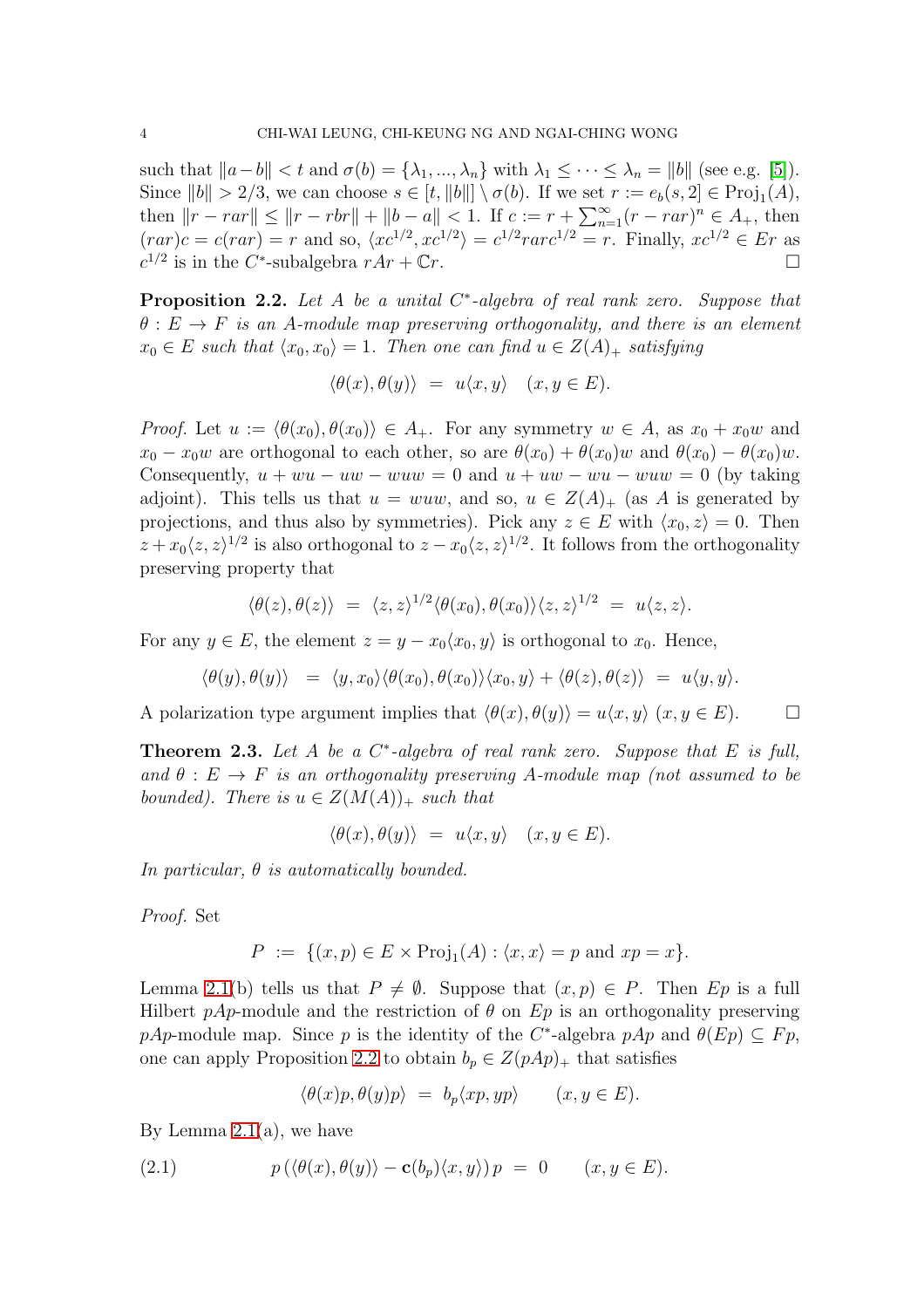such that $\|a-b\| < t$ and $\sigma(b) = \{\lambda_1, ..., \lambda_n\}$ with $\lambda_1 \leq \cdots \leq \lambda_n = \|b\|$ (see e.g. [5]). Since $\|b\| > 2/3$, we can choose $s \in [t, \|b\|] \setminus \sigma(b)$. If we set $r := e_b(s, 2] \in \mathrm{Proj}_1(A)$, then $\|r - rar\| \leq \|r - rbr\| + \|b - a\| < 1$. If $c := r + \sum_{n=1}^\infty (r - rar)^n \in A_+$, then $(rar)c = c(rar) = r$ and so, $\langle xc^{1/2}, xc^{1/2}\rangle = c^{1/2} rarc^{1/2} = r$. Finally, $xc^{1/2} \in Er$ as $c^{1/2}$ is in the $C^*$-subalgebra $rAr + \mathbb{C}r$. $\square$

**Proposition 2.2.** *Let $A$ be a unital $C^*$-algebra of real rank zero. Suppose that $\theta : E \to F$ is an $A$-module map preserving orthogonality, and there is an element $x_0 \in E$ such that $\langle x_0, x_0\rangle = 1$. Then one can find $u \in Z(A)_+$ satisfying*

$$\langle \theta(x), \theta(y)\rangle \ = \ u\langle x, y\rangle \quad (x, y \in E).$$

*Proof.* Let $u := \langle \theta(x_0), \theta(x_0)\rangle \in A_+$. For any symmetry $w \in A$, as $x_0 + x_0 w$ and $x_0 - x_0 w$ are orthogonal to each other, so are $\theta(x_0) + \theta(x_0)w$ and $\theta(x_0) - \theta(x_0)w$. Consequently, $u + wu - uw - wuw = 0$ and $u + uw - wu - wuw = 0$ (by taking adjoint). This tells us that $u = wuw$, and so, $u \in Z(A)_+$ (as $A$ is generated by projections, and thus also by symmetries). Pick any $z \in E$ with $\langle x_0, z\rangle = 0$. Then $z + x_0\langle z, z\rangle^{1/2}$ is also orthogonal to $z - x_0\langle z, z\rangle^{1/2}$. It follows from the orthogonality preserving property that

$$\langle \theta(z), \theta(z)\rangle \ = \ \langle z, z\rangle^{1/2}\langle \theta(x_0), \theta(x_0)\rangle\langle z, z\rangle^{1/2} \ = \ u\langle z, z\rangle.$$

For any $y \in E$, the element $z = y - x_0\langle x_0, y\rangle$ is orthogonal to $x_0$. Hence,

$$\langle \theta(y), \theta(y)\rangle \ \ = \ \langle y, x_0\rangle\langle \theta(x_0), \theta(x_0)\rangle\langle x_0, y\rangle + \langle \theta(z), \theta(z)\rangle \ = \ u\langle y, y\rangle.$$

A polarization type argument implies that $\langle \theta(x), \theta(y)\rangle = u\langle x, y\rangle$ $(x, y \in E)$. $\square$

**Theorem 2.3.** *Let $A$ be a $C^*$-algebra of real rank zero. Suppose that $E$ is full, and $\theta : E \to F$ is an orthogonality preserving $A$-module map (not assumed to be bounded). There is $u \in Z(M(A))_+$ such that*

$$\langle \theta(x), \theta(y)\rangle \ = \ u\langle x, y\rangle \quad (x, y \in E).$$

*In particular, $\theta$ is automatically bounded.*

*Proof.* Set

$$P \ := \ \{(x, p) \in E \times \mathrm{Proj}_1(A) : \langle x, x\rangle = p \text{ and } xp = x\}.$$

Lemma 2.1(b) tells us that $P \neq \emptyset$. Suppose that $(x, p) \in P$. Then $Ep$ is a full Hilbert $pAp$-module and the restriction of $\theta$ on $Ep$ is an orthogonality preserving $pAp$-module map. Since $p$ is the identity of the $C^*$-algebra $pAp$ and $\theta(Ep) \subseteq Fp$, one can apply Proposition 2.2 to obtain $b_p \in Z(pAp)_+$ that satisfies

$$\langle \theta(x)p, \theta(y)p\rangle \ = \ b_p\langle xp, yp\rangle \qquad (x, y \in E).$$

By Lemma 2.1(a), we have

$$p\left(\langle \theta(x), \theta(y)\rangle - \mathbf{c}(b_p)\langle x, y\rangle\right)p \ = \ 0 \qquad (x, y \in E). \tag{2.1}$$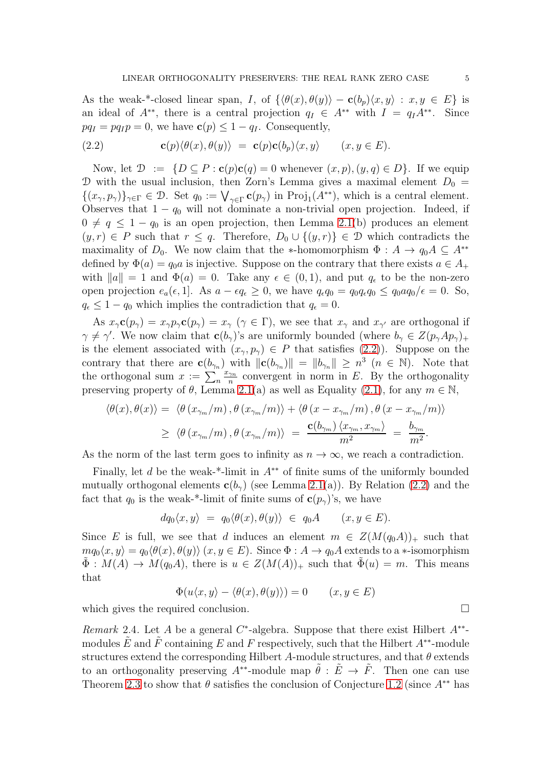As the weak-*-closed linear span, $I$, of $\{\langle\theta(x),\theta(y)\rangle - \mathbf{c}(b_p)\langle x,y\rangle : x,y \in E\}$ is an ideal of $A^{**}$, there is a central projection $q_I \in A^{**}$ with $I = q_I A^{**}$. Since $pq_I = pq_I p = 0$, we have $\mathbf{c}(p) \leq 1 - q_I$. Consequently,

$$\mathbf{c}(p)\langle\theta(x),\theta(y)\rangle \;=\; \mathbf{c}(p)\mathbf{c}(b_p)\langle x,y\rangle \qquad (x,y \in E). \tag{2.2}$$

Now, let $\mathcal{D} := \{D \subseteq P : \mathbf{c}(p)\mathbf{c}(q) = 0 \text{ whenever } (x,p),(y,q) \in D\}$. If we equip $\mathcal{D}$ with the usual inclusion, then Zorn's Lemma gives a maximal element $D_0 = \{(x_\gamma, p_\gamma)\}_{\gamma\in\Gamma} \in \mathcal{D}$. Set $q_0 := \bigvee_{\gamma\in\Gamma} \mathbf{c}(p_\gamma)$ in $\mathrm{Proj}_1(A^{**})$, which is a central element. Observes that $1 - q_0$ will not dominate a non-trivial open projection. Indeed, if $0 \neq q \leq 1 - q_0$ is an open projection, then Lemma 2.1(b) produces an element $(y,r) \in P$ such that $r \leq q$. Therefore, $D_0 \cup \{(y,r)\} \in \mathcal{D}$ which contradicts the maximality of $D_0$. We now claim that the $*$-homomorphism $\Phi : A \to q_0 A \subseteq A^{**}$ defined by $\Phi(a) = q_0 a$ is injective. Suppose on the contrary that there exists $a \in A_+$ with $\|a\| = 1$ and $\Phi(a) = 0$. Take any $\epsilon \in (0,1)$, and put $q_\epsilon$ to be the non-zero open projection $e_a(\epsilon, 1]$. As $a - \epsilon q_\epsilon \geq 0$, we have $q_\epsilon q_0 = q_0 q_\epsilon q_0 \leq q_0 a q_0/\epsilon = 0$. So, $q_\epsilon \leq 1 - q_0$ which implies the contradiction that $q_\epsilon = 0$.

As $x_\gamma \mathbf{c}(p_\gamma) = x_\gamma p_\gamma \mathbf{c}(p_\gamma) = x_\gamma$ ($\gamma \in \Gamma$), we see that $x_\gamma$ and $x_{\gamma'}$ are orthogonal if $\gamma \neq \gamma'$. We now claim that $\mathbf{c}(b_\gamma)$'s are uniformly bounded (where $b_\gamma \in Z(p_\gamma A p_\gamma)_+$ is the element associated with $(x_\gamma, p_\gamma) \in P$ that satisfies (2.2)). Suppose on the contrary that there are $\mathbf{c}(b_{\gamma_n})$ with $\|\mathbf{c}(b_{\gamma_n})\| = \|b_{\gamma_n}\| \geq n^3$ ($n \in \mathbb{N}$). Note that the orthogonal sum $x := \sum_n \frac{x_{\gamma_n}}{n}$ convergent in norm in $E$. By the orthogonality preserving property of $\theta$, Lemma 2.1(a) as well as Equality (2.1), for any $m \in \mathbb{N}$,

$$\begin{aligned}
\langle\theta(x),\theta(x)\rangle =&\ \langle\theta\left(x_{\gamma_m}/m\right),\theta\left(x_{\gamma_m}/m\right)\rangle + \langle\theta\left(x - x_{\gamma_m}/m\right),\theta\left(x - x_{\gamma_m}/m\right)\rangle \\
\geq&\ \langle\theta\left(x_{\gamma_m}/m\right),\theta\left(x_{\gamma_m}/m\right)\rangle \;=\; \frac{\mathbf{c}(b_{\gamma_m})\left\langle x_{\gamma_m}, x_{\gamma_m}\right\rangle}{m^2} \;=\; \frac{b_{\gamma_m}}{m^2}.
\end{aligned}$$

As the norm of the last term goes to infinity as $n \to \infty$, we reach a contradiction.

Finally, let $d$ be the weak-*-limit in $A^{**}$ of finite sums of the uniformly bounded mutually orthogonal elements $\mathbf{c}(b_\gamma)$ (see Lemma 2.1(a)). By Relation (2.2) and the fact that $q_0$ is the weak-*-limit of finite sums of $\mathbf{c}(p_\gamma)$'s, we have

$$dq_0\langle x,y\rangle \;=\; q_0\langle\theta(x),\theta(y)\rangle \;\in\; q_0 A \qquad (x,y \in E).$$

Since $E$ is full, we see that $d$ induces an element $m \in Z(M(q_0 A))_+$ such that $mq_0\langle x,y\rangle = q_0\langle\theta(x),\theta(y)\rangle$ ($x,y \in E$). Since $\Phi : A \to q_0 A$ extends to a $*$-isomorphism $\tilde{\Phi} : M(A) \to M(q_0 A)$, there is $u \in Z(M(A))_+$ such that $\tilde{\Phi}(u) = m$. This means that

$$\Phi(u\langle x,y\rangle - \langle\theta(x),\theta(y)\rangle) = 0 \qquad (x,y \in E)$$

which gives the required conclusion. $\square$

*Remark* 2.4. Let $A$ be a general $C^*$-algebra. Suppose that there exist Hilbert $A^{**}$-modules $\tilde{E}$ and $\tilde{F}$ containing $E$ and $F$ respectively, such that the Hilbert $A^{**}$-module structures extend the corresponding Hilbert $A$-module structures, and that $\theta$ extends to an orthogonality preserving $A^{**}$-module map $\tilde{\theta} : \tilde{E} \to \tilde{F}$. Then one can use Theorem 2.3 to show that $\theta$ satisfies the conclusion of Conjecture 1.2 (since $A^{**}$ has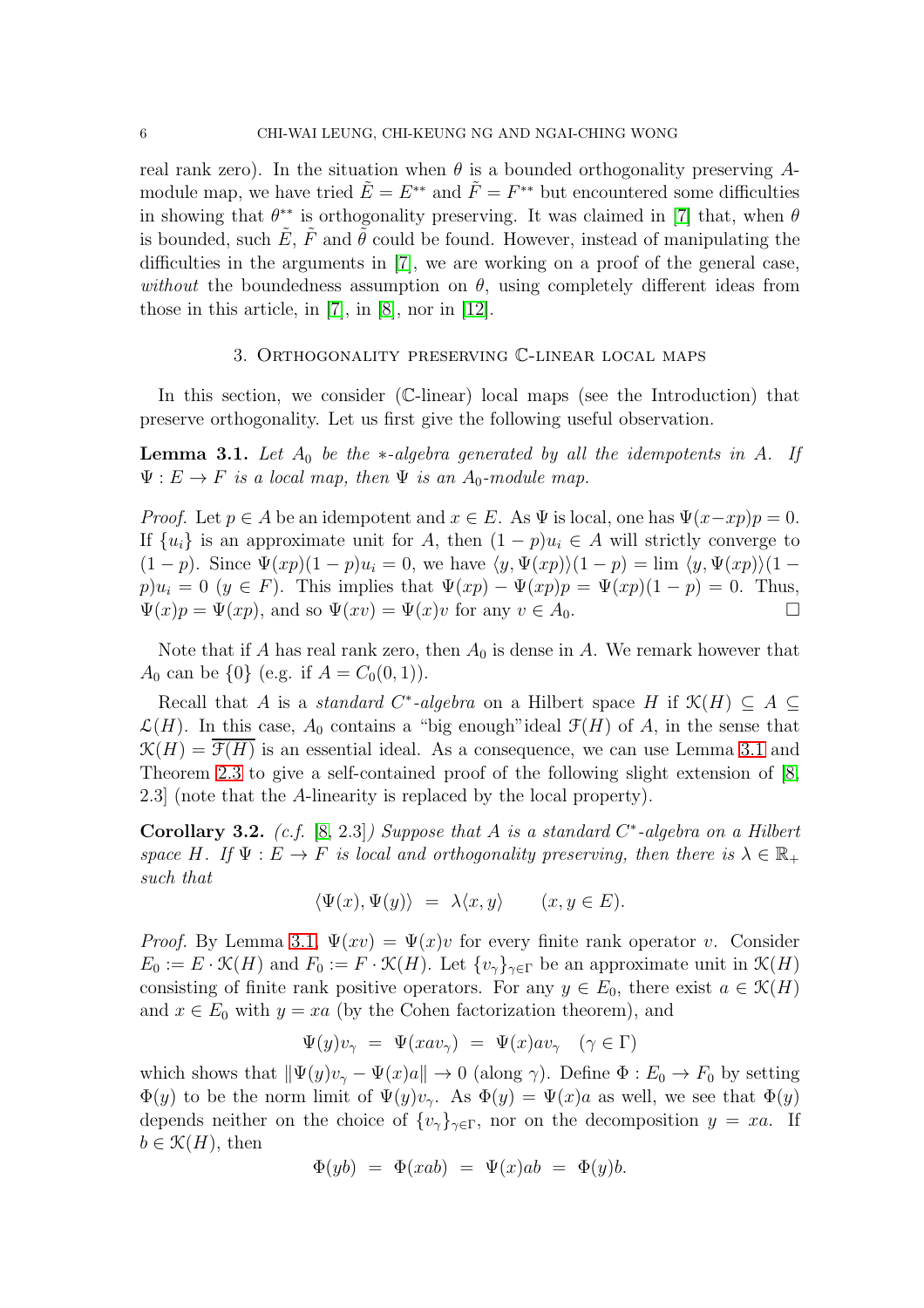real rank zero). In the situation when $\theta$ is a bounded orthogonality preserving $A$-module map, we have tried $\tilde{E} = E^{**}$ and $\tilde{F} = F^{**}$ but encountered some difficulties in showing that $\theta^{**}$ is orthogonality preserving. It was claimed in [7] that, when $\theta$ is bounded, such $\tilde{E}$, $\tilde{F}$ and $\tilde{\theta}$ could be found. However, instead of manipulating the difficulties in the arguments in [7], we are working on a proof of the general case, *without* the boundedness assumption on $\theta$, using completely different ideas from those in this article, in [7], in [8], nor in [12].

## 3. Orthogonality preserving $\mathbb{C}$-linear local maps

In this section, we consider ($\mathbb{C}$-linear) local maps (see the Introduction) that preserve orthogonality. Let us first give the following useful observation.

**Lemma 3.1.** *Let $A_0$ be the $*$-algebra generated by all the idempotents in $A$. If $\Psi : E \to F$ is a local map, then $\Psi$ is an $A_0$-module map.*

*Proof.* Let $p \in A$ be an idempotent and $x \in E$. As $\Psi$ is local, one has $\Psi(x - xp)p = 0$. If $\{u_i\}$ is an approximate unit for $A$, then $(1-p)u_i \in A$ will strictly converge to $(1-p)$. Since $\Psi(xp)(1-p)u_i = 0$, we have $\langle y, \Psi(xp)\rangle(1-p) = \lim \langle y, \Psi(xp)\rangle(1-p)u_i = 0$ $(y \in F)$. This implies that $\Psi(xp) - \Psi(xp)p = \Psi(xp)(1-p) = 0$. Thus, $\Psi(x)p = \Psi(xp)$, and so $\Psi(xv) = \Psi(x)v$ for any $v \in A_0$. □

Note that if $A$ has real rank zero, then $A_0$ is dense in $A$. We remark however that $A_0$ can be $\{0\}$ (e.g. if $A = C_0(0,1)$).

Recall that $A$ is a *standard $C^*$-algebra* on a Hilbert space $H$ if $\mathcal{K}(H) \subseteq A \subseteq \mathcal{L}(H)$. In this case, $A_0$ contains a "big enough" ideal $\mathcal{F}(H)$ of $A$, in the sense that $\mathcal{K}(H) = \overline{\mathcal{F}(H)}$ is an essential ideal. As a consequence, we can use Lemma 3.1 and Theorem 2.3 to give a self-contained proof of the following slight extension of [8, 2.3] (note that the $A$-linearity is replaced by the local property).

**Corollary 3.2.** *(c.f. [8, 2.3]) Suppose that $A$ is a standard $C^*$-algebra on a Hilbert space $H$. If $\Psi : E \to F$ is local and orthogonality preserving, then there is $\lambda \in \mathbb{R}_+$ such that*

$$\langle \Psi(x), \Psi(y)\rangle \;=\; \lambda \langle x, y\rangle \qquad (x, y \in E).$$

*Proof.* By Lemma 3.1, $\Psi(xv) = \Psi(x)v$ for every finite rank operator $v$. Consider $E_0 := E \cdot \mathcal{K}(H)$ and $F_0 := F \cdot \mathcal{K}(H)$. Let $\{v_\gamma\}_{\gamma \in \Gamma}$ be an approximate unit in $\mathcal{K}(H)$ consisting of finite rank positive operators. For any $y \in E_0$, there exist $a \in \mathcal{K}(H)$ and $x \in E_0$ with $y = xa$ (by the Cohen factorization theorem), and

$$\Psi(y)v_\gamma \;=\; \Psi(xav_\gamma) \;=\; \Psi(x)av_\gamma \quad (\gamma \in \Gamma)$$

which shows that $\|\Psi(y)v_\gamma - \Psi(x)a\| \to 0$ (along $\gamma$). Define $\Phi : E_0 \to F_0$ by setting $\Phi(y)$ to be the norm limit of $\Psi(y)v_\gamma$. As $\Phi(y) = \Psi(x)a$ as well, we see that $\Phi(y)$ depends neither on the choice of $\{v_\gamma\}_{\gamma \in \Gamma}$, nor on the decomposition $y = xa$. If $b \in \mathcal{K}(H)$, then

$$\Phi(yb) \;=\; \Phi(xab) \;=\; \Psi(x)ab \;=\; \Phi(y)b.$$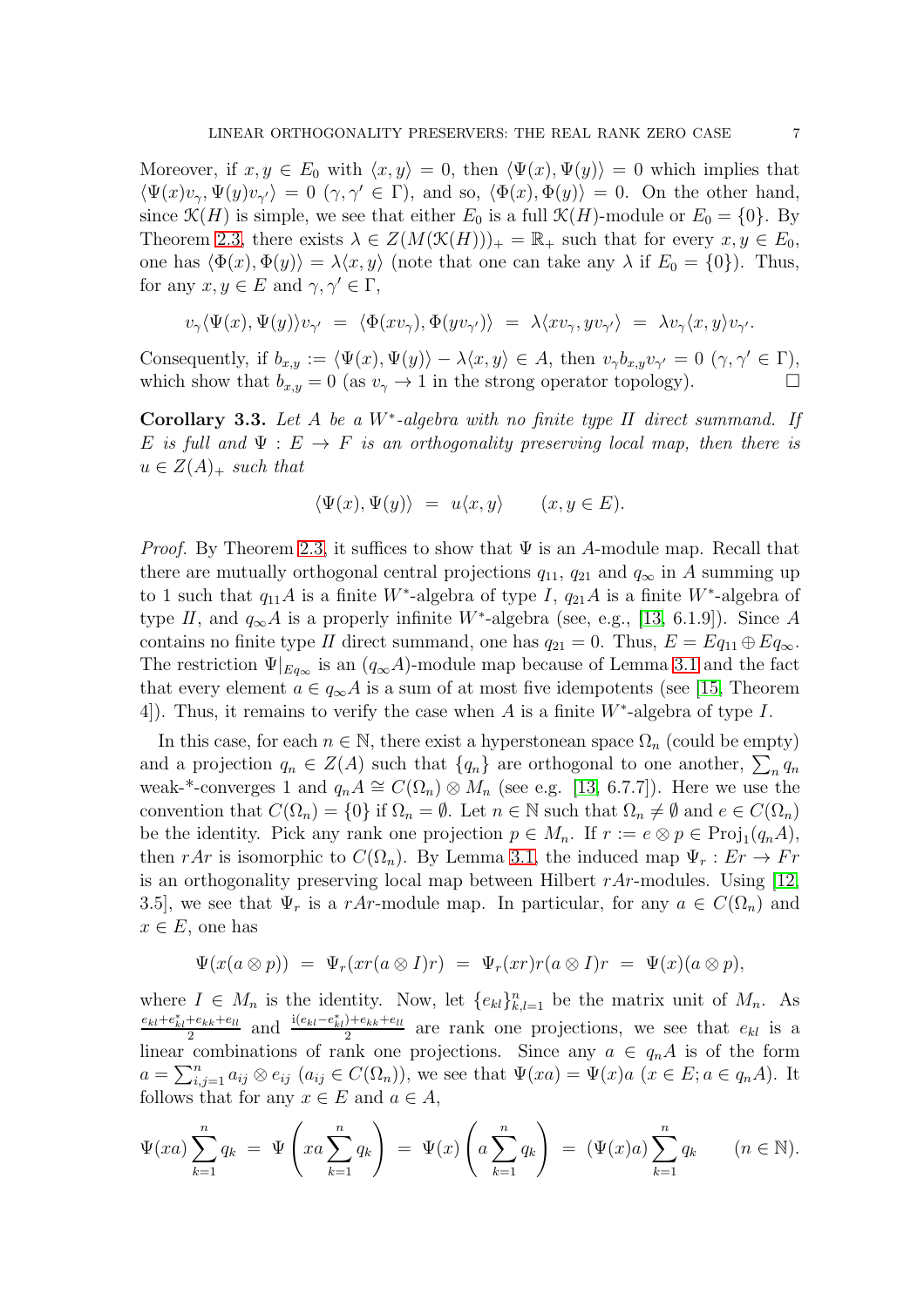Moreover, if $x, y \in E_0$ with $\langle x, y\rangle = 0$, then $\langle \Psi(x), \Psi(y)\rangle = 0$ which implies that $\langle \Psi(x)v_\gamma, \Psi(y)v_{\gamma'}\rangle = 0$ $(\gamma, \gamma' \in \Gamma)$, and so, $\langle \Phi(x), \Phi(y)\rangle = 0$. On the other hand, since $\mathcal{K}(H)$ is simple, we see that either $E_0$ is a full $\mathcal{K}(H)$-module or $E_0 = \{0\}$. By Theorem 2.3, there exists $\lambda \in Z(M(\mathcal{K}(H)))_+ = \mathbb{R}_+$ such that for every $x, y \in E_0$, one has $\langle \Phi(x), \Phi(y)\rangle = \lambda\langle x, y\rangle$ (note that one can take any $\lambda$ if $E_0 = \{0\}$). Thus, for any $x, y \in E$ and $\gamma, \gamma' \in \Gamma$,

$$v_\gamma\langle \Psi(x), \Psi(y)\rangle v_{\gamma'} \;=\; \langle \Phi(xv_\gamma), \Phi(yv_{\gamma'})\rangle \;=\; \lambda\langle xv_\gamma, yv_{\gamma'}\rangle \;=\; \lambda v_\gamma\langle x, y\rangle v_{\gamma'}.$$

Consequently, if $b_{x,y} := \langle \Psi(x), \Psi(y)\rangle - \lambda\langle x, y\rangle \in A$, then $v_\gamma b_{x,y} v_{\gamma'} = 0$ $(\gamma, \gamma' \in \Gamma)$, which show that $b_{x,y} = 0$ (as $v_\gamma \to 1$ in the strong operator topology). $\square$

**Corollary 3.3.** *Let $A$ be a $W^*$-algebra with no finite type II direct summand. If $E$ is full and $\Psi : E \to F$ is an orthogonality preserving local map, then there is $u \in Z(A)_+$ such that*

$$\langle \Psi(x), \Psi(y)\rangle \;=\; u\langle x, y\rangle \qquad (x, y \in E).$$

*Proof.* By Theorem 2.3, it suffices to show that $\Psi$ is an $A$-module map. Recall that there are mutually orthogonal central projections $q_{11}$, $q_{21}$ and $q_\infty$ in $A$ summing up to $1$ such that $q_{11}A$ is a finite $W^*$-algebra of type $I$, $q_{21}A$ is a finite $W^*$-algebra of type $II$, and $q_\infty A$ is a properly infinite $W^*$-algebra (see, e.g., [13, 6.1.9]). Since $A$ contains no finite type $II$ direct summand, one has $q_{21} = 0$. Thus, $E = Eq_{11} \oplus Eq_\infty$. The restriction $\Psi|_{Eq_\infty}$ is an $(q_\infty A)$-module map because of Lemma 3.1 and the fact that every element $a \in q_\infty A$ is a sum of at most five idempotents (see [15, Theorem 4]). Thus, it remains to verify the case when $A$ is a finite $W^*$-algebra of type $I$.

In this case, for each $n \in \mathbb{N}$, there exist a hyperstonean space $\Omega_n$ (could be empty) and a projection $q_n \in Z(A)$ such that $\{q_n\}$ are orthogonal to one another, $\sum_n q_n$ weak-\*-converges $1$ and $q_nA \cong C(\Omega_n) \otimes M_n$ (see e.g. [13, 6.7.7]). Here we use the convention that $C(\Omega_n) = \{0\}$ if $\Omega_n = \emptyset$. Let $n \in \mathbb{N}$ such that $\Omega_n \neq \emptyset$ and $e \in C(\Omega_n)$ be the identity. Pick any rank one projection $p \in M_n$. If $r := e \otimes p \in \mathrm{Proj}_1(q_nA)$, then $rAr$ is isomorphic to $C(\Omega_n)$. By Lemma 3.1, the induced map $\Psi_r : Er \to Fr$ is an orthogonality preserving local map between Hilbert $rAr$-modules. Using [12, 3.5], we see that $\Psi_r$ is a $rAr$-module map. In particular, for any $a \in C(\Omega_n)$ and $x \in E$, one has

$$\Psi(x(a \otimes p)) \;=\; \Psi_r(xr(a \otimes I)r) \;=\; \Psi_r(xr)r(a \otimes I)r \;=\; \Psi(x)(a \otimes p),$$

where $I \in M_n$ is the identity. Now, let $\{e_{kl}\}_{k,l=1}^n$ be the matrix unit of $M_n$. As $\frac{e_{kl}+e_{kl}^*+e_{kk}+e_{ll}}{2}$ and $\frac{\mathrm{i}(e_{kl}-e_{kl}^*)+e_{kk}+e_{ll}}{2}$ are rank one projections, we see that $e_{kl}$ is a linear combinations of rank one projections. Since any $a \in q_nA$ is of the form $a = \sum_{i,j=1}^n a_{ij} \otimes e_{ij}$ $(a_{ij} \in C(\Omega_n))$, we see that $\Psi(xa) = \Psi(x)a$ $(x \in E; a \in q_nA)$. It follows that for any $x \in E$ and $a \in A$,

$$\Psi(xa)\sum_{k=1}^n q_k \;=\; \Psi\left(xa\sum_{k=1}^n q_k\right) \;=\; \Psi(x)\left(a\sum_{k=1}^n q_k\right) \;=\; (\Psi(x)a)\sum_{k=1}^n q_k \qquad (n \in \mathbb{N}).$$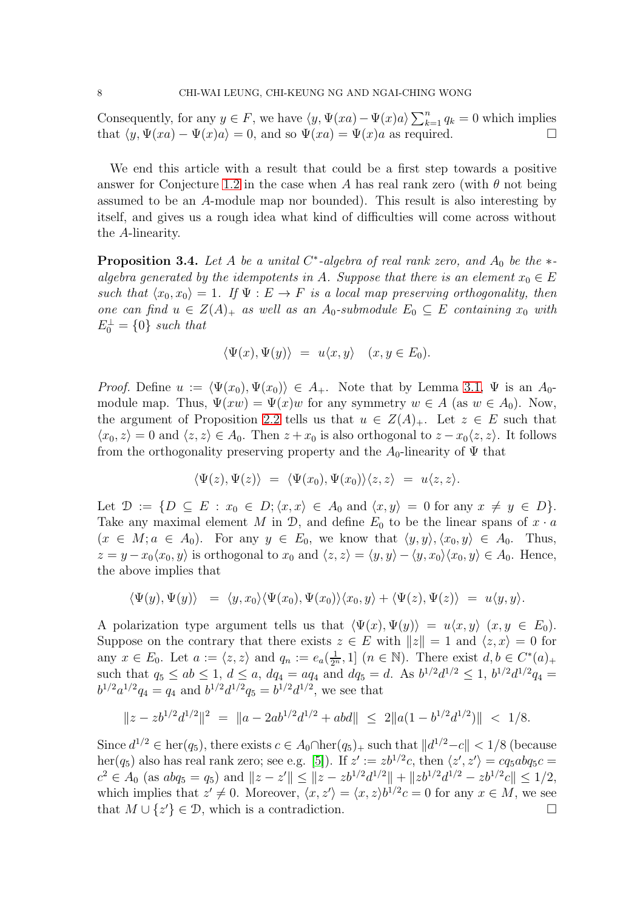Consequently, for any $y \in F$, we have $\langle y, \Psi(xa) - \Psi(x)a \rangle \sum_{k=1}^n q_k = 0$ which implies that $\langle y, \Psi(xa) - \Psi(x)a \rangle = 0$, and so $\Psi(xa) = \Psi(x)a$ as required. □

We end this article with a result that could be a first step towards a positive answer for Conjecture 1.2 in the case when $A$ has real rank zero (with $\theta$ not being assumed to be an $A$-module map nor bounded). This result is also interesting by itself, and gives us a rough idea what kind of difficulties will come across without the $A$-linearity.

**Proposition 3.4.** *Let $A$ be a unital $C^*$-algebra of real rank zero, and $A_0$ be the $*$-algebra generated by the idempotents in $A$. Suppose that there is an element $x_0 \in E$ such that $\langle x_0, x_0 \rangle = 1$. If $\Psi : E \to F$ is a local map preserving orthogonality, then one can find $u \in Z(A)_+$ as well as an $A_0$-submodule $E_0 \subseteq E$ containing $x_0$ with $E_0^\perp = \{0\}$ such that*

$$\langle \Psi(x), \Psi(y) \rangle \ = \ u\langle x, y \rangle \quad (x, y \in E_0).$$

*Proof.* Define $u := \langle \Psi(x_0), \Psi(x_0) \rangle \in A_+$. Note that by Lemma 3.1, $\Psi$ is an $A_0$-module map. Thus, $\Psi(xw) = \Psi(x)w$ for any symmetry $w \in A$ (as $w \in A_0$). Now, the argument of Proposition 2.2 tells us that $u \in Z(A)_+$. Let $z \in E$ such that $\langle x_0, z \rangle = 0$ and $\langle z, z \rangle \in A_0$. Then $z + x_0$ is also orthogonal to $z - x_0\langle z, z \rangle$. It follows from the orthogonality preserving property and the $A_0$-linearity of $\Psi$ that

$$\langle \Psi(z), \Psi(z) \rangle \ = \ \langle \Psi(x_0), \Psi(x_0) \rangle \langle z, z \rangle \ = \ u\langle z, z \rangle.$$

Let $\mathcal{D} := \{D \subseteq E : x_0 \in D; \langle x, x \rangle \in A_0 \text{ and } \langle x, y \rangle = 0 \text{ for any } x \neq y \in D\}$. Take any maximal element $M$ in $\mathcal{D}$, and define $E_0$ to be the linear spans of $x \cdot a$ ($x \in M; a \in A_0$). For any $y \in E_0$, we know that $\langle y, y \rangle, \langle x_0, y \rangle \in A_0$. Thus, $z = y - x_0\langle x_0, y \rangle$ is orthogonal to $x_0$ and $\langle z, z \rangle = \langle y, y \rangle - \langle y, x_0 \rangle \langle x_0, y \rangle \in A_0$. Hence, the above implies that

$$\langle \Psi(y), \Psi(y) \rangle \ = \ \langle y, x_0 \rangle \langle \Psi(x_0), \Psi(x_0) \rangle \langle x_0, y \rangle + \langle \Psi(z), \Psi(z) \rangle \ = \ u\langle y, y \rangle.$$

A polarization type argument tells us that $\langle \Psi(x), \Psi(y) \rangle = u\langle x, y \rangle$ ($x, y \in E_0$). Suppose on the contrary that there exists $z \in E$ with $\|z\| = 1$ and $\langle z, x \rangle = 0$ for any $x \in E_0$. Let $a := \langle z, z \rangle$ and $q_n := e_a(\frac{1}{2^n}, 1]$ ($n \in \mathbb{N}$). There exist $d, b \in C^*(a)_+$ such that $q_5 \leq ab \leq 1$, $d \leq a$, $dq_4 = aq_4$ and $dq_5 = d$. As $b^{1/2}d^{1/2} \leq 1$, $b^{1/2}d^{1/2}q_4 = b^{1/2}a^{1/2}q_4 = q_4$ and $b^{1/2}d^{1/2}q_5 = b^{1/2}d^{1/2}$, we see that

$$\|z - zb^{1/2}d^{1/2}\|^2 \ = \ \|a - 2ab^{1/2}d^{1/2} + abd\| \ \leq \ 2\|a(1 - b^{1/2}d^{1/2})\| \ < \ 1/8.$$

Since $d^{1/2} \in \mathrm{her}(q_5)$, there exists $c \in A_0 \cap \mathrm{her}(q_5)_+$ such that $\|d^{1/2} - c\| < 1/8$ (because $\mathrm{her}(q_5)$ also has real rank zero; see e.g. [5]). If $z' := zb^{1/2}c$, then $\langle z', z' \rangle = cq_5abq_5c = c^2 \in A_0$ (as $abq_5 = q_5$) and $\|z - z'\| \leq \|z - zb^{1/2}d^{1/2}\| + \|zb^{1/2}d^{1/2} - zb^{1/2}c\| \leq 1/2$, which implies that $z' \neq 0$. Moreover, $\langle x, z' \rangle = \langle x, z \rangle b^{1/2}c = 0$ for any $x \in M$, we see that $M \cup \{z'\} \in \mathcal{D}$, which is a contradiction. □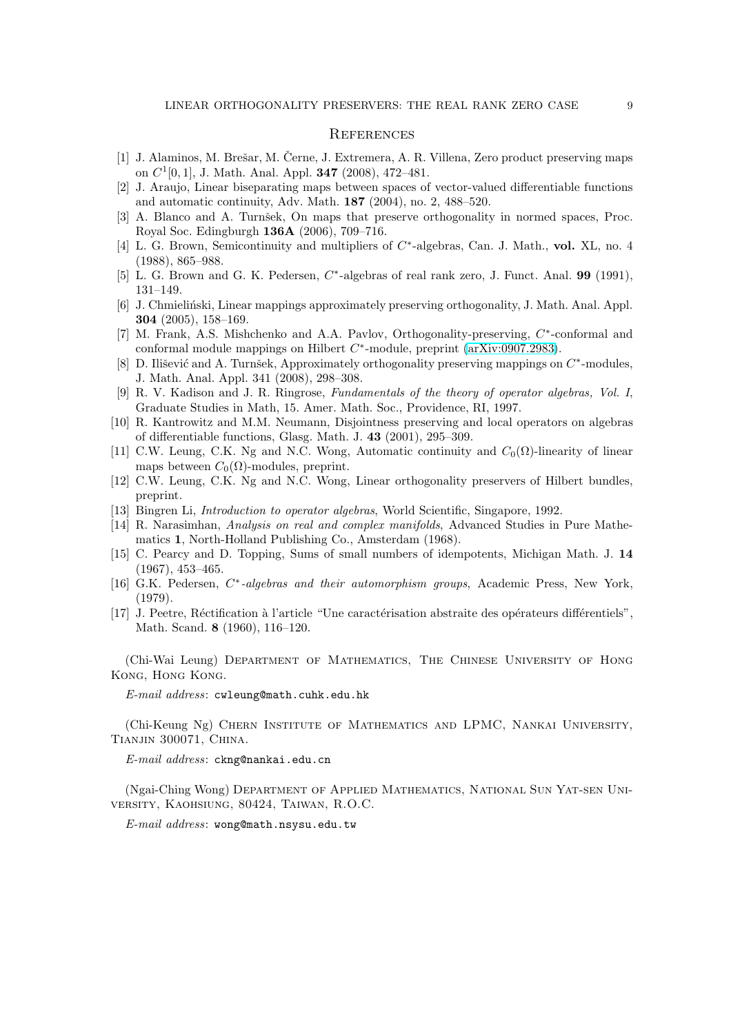## References

[1] J. Alaminos, M. Brešar, M. Černe, J. Extremera, A. R. Villena, Zero product preserving maps on $C^1[0,1]$, J. Math. Anal. Appl. **347** (2008), 472–481.

[2] J. Araujo, Linear biseparating maps between spaces of vector-valued differentiable functions and automatic continuity, Adv. Math. **187** (2004), no. 2, 488–520.

[3] A. Blanco and A. Turnšek, On maps that preserve orthogonality in normed spaces, Proc. Royal Soc. Edingburgh **136A** (2006), 709–716.

[4] L. G. Brown, Semicontinuity and multipliers of $C^*$-algebras, Can. J. Math., **vol.** XL, no. 4 (1988), 865–988.

[5] L. G. Brown and G. K. Pedersen, $C^*$-algebras of real rank zero, J. Funct. Anal. **99** (1991), 131–149.

[6] J. Chmieliński, Linear mappings approximately preserving orthogonality, J. Math. Anal. Appl. **304** (2005), 158–169.

[7] M. Frank, A.S. Mishchenko and A.A. Pavlov, Orthogonality-preserving, $C^*$-conformal and conformal module mappings on Hilbert $C^*$-module, preprint (arXiv:0907.2983).

[8] D. Ilišević and A. Turnšek, Approximately orthogonality preserving mappings on $C^*$-modules, J. Math. Anal. Appl. 341 (2008), 298–308.

[9] R. V. Kadison and J. R. Ringrose, *Fundamentals of the theory of operator algebras, Vol. I*, Graduate Studies in Math, 15. Amer. Math. Soc., Providence, RI, 1997.

[10] R. Kantrowitz and M.M. Neumann, Disjointness preserving and local operators on algebras of differentiable functions, Glasg. Math. J. **43** (2001), 295–309.

[11] C.W. Leung, C.K. Ng and N.C. Wong, Automatic continuity and $C_0(\Omega)$-linearity of linear maps between $C_0(\Omega)$-modules, preprint.

[12] C.W. Leung, C.K. Ng and N.C. Wong, Linear orthogonality preservers of Hilbert bundles, preprint.

[13] Bingren Li, *Introduction to operator algebras*, World Scientific, Singapore, 1992.

[14] R. Narasimhan, *Analysis on real and complex manifolds*, Advanced Studies in Pure Mathematics **1**, North-Holland Publishing Co., Amsterdam (1968).

[15] C. Pearcy and D. Topping, Sums of small numbers of idempotents, Michigan Math. J. **14** (1967), 453–465.

[16] G.K. Pedersen, *$C^*$-algebras and their automorphism groups*, Academic Press, New York, (1979).

[17] J. Peetre, Réctification à l'article "Une caractérisation abstraite des opérateurs différentiels", Math. Scand. **8** (1960), 116–120.

(Chi-Wai Leung) Department of Mathematics, The Chinese University of Hong Kong, Hong Kong.

*E-mail address*: cwleung@math.cuhk.edu.hk

(Chi-Keung Ng) Chern Institute of Mathematics and LPMC, Nankai University, Tianjin 300071, China.

*E-mail address*: ckng@nankai.edu.cn

(Ngai-Ching Wong) Department of Applied Mathematics, National Sun Yat-sen University, Kaohsiung, 80424, Taiwan, R.O.C.

*E-mail address*: wong@math.nsysu.edu.tw